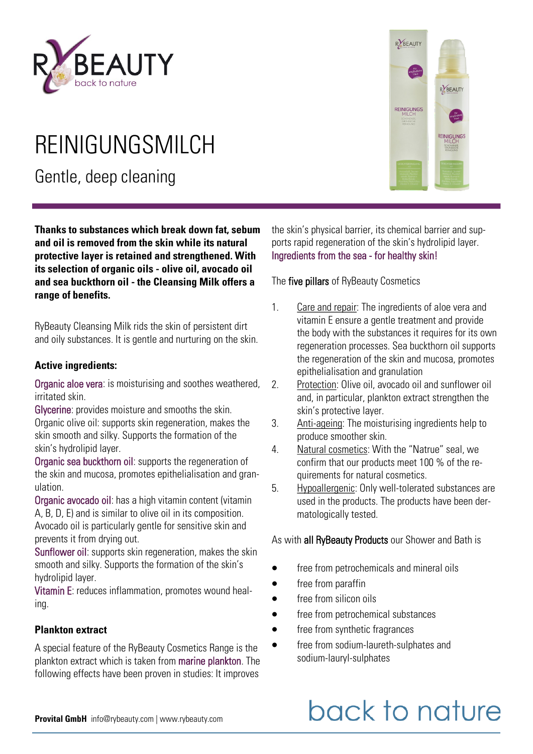# REINIGUNGSMILCH

## Gentle, deep cleaning

**Thanks to substances which break down fat, sebum and oil is removed from the skin while its natural protective layer is retained and strengthened. With its selection of organic oils - olive oil, avocado oil and sea buckthorn oil - the Cleansing Milk offers a range of benefits.**

RyBeauty Cleansing Milk rids the skin of persistent dirt and oily substances. It is gentle and nurturing on the skin.

### Active ingredients:

Organic aloe vera: is moisturising and soothes weathered, irritated skin.
Glycerine: provides moisture and smooths the skin.
Organic olive oil: supports skin regeneration, makes the skin smooth and silky. Supports the formation of the skin's hydrolipid layer.
Organic sea buckthorn oil: supports the regeneration of the skin and mucosa, promotes epithelialisation and granulation.
Organic avocado oil: has a high vitamin content (vitamin A, B, D, E) and is similar to olive oil in its composition. Avocado oil is particularly gentle for sensitive skin and prevents it from drying out.
Sunflower oil: supports skin regeneration, makes the skin smooth and silky. Supports the formation of the skin's hydrolipid layer.
Vitamin E: reduces inflammation, promotes wound healing.

### Plankton extract

A special feature of the RyBeauty Cosmetics Range is the plankton extract which is taken from marine plankton. The following effects have been proven in studies: It improves the skin's physical barrier, its chemical barrier and supports rapid regeneration of the skin's hydrolipid layer.
Ingredients from the sea - for healthy skin!

The five pillars of RyBeauty Cosmetics

1. Care and repair: The ingredients of aloe vera and vitamin E ensure a gentle treatment and provide the body with the substances it requires for its own regeneration processes. Sea buckthorn oil supports the regeneration of the skin and mucosa, promotes epithelialisation and granulation
2. Protection: Olive oil, avocado oil and sunflower oil and, in particular, plankton extract strengthen the skin's protective layer.
3. Anti-ageing: The moisturising ingredients help to produce smoother skin.
4. Natural cosmetics: With the "Natrue" seal, we confirm that our products meet 100 % of the requirements for natural cosmetics.
5. Hypoallergenic: Only well-tolerated substances are used in the products. The products have been dermatologically tested.

As with all RyBeauty Products our Shower and Bath is

- free from petrochemicals and mineral oils
- free from paraffin
- free from silicon oils
- free from petrochemical substances
- free from synthetic fragrances
- free from sodium-laureth-sulphates and sodium-lauryl-sulphates

**Provital GmbH** info@rybeauty.com | www.rybeauty.com

back to nature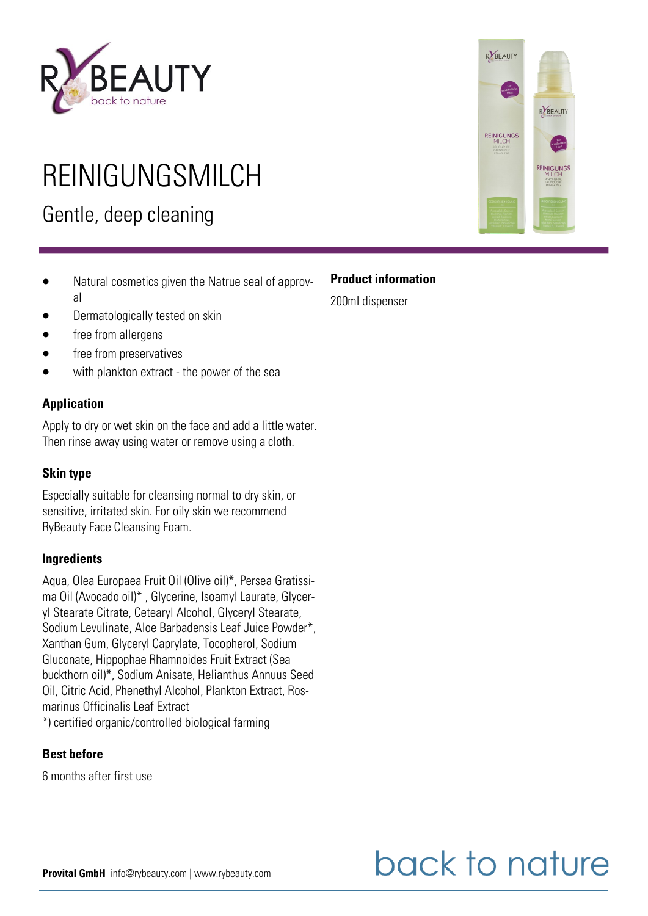# REINIGUNGSMILCH

## Gentle, deep cleaning

- Natural cosmetics given the Natrue seal of approval
- Dermatologically tested on skin
- free from allergens
- free from preservatives
- with plankton extract - the power of the sea

### Application

Apply to dry or wet skin on the face and add a little water. Then rinse away using water or remove using a cloth.

### Skin type

Especially suitable for cleansing normal to dry skin, or sensitive, irritated skin. For oily skin we recommend RyBeauty Face Cleansing Foam.

### Ingredients

Aqua, Olea Europaea Fruit Oil (Olive oil)*, Persea Gratissima Oil (Avocado oil)* , Glycerine, Isoamyl Laurate, Glyceryl Stearate Citrate, Cetearyl Alcohol, Glyceryl Stearate, Sodium Levulinate, Aloe Barbadensis Leaf Juice Powder*, Xanthan Gum, Glyceryl Caprylate, Tocopherol, Sodium Gluconate, Hippophae Rhamnoides Fruit Extract (Sea buckthorn oil)*, Sodium Anisate, Helianthus Annuus Seed Oil, Citric Acid, Phenethyl Alcohol, Plankton Extract, Rosmarinus Officinalis Leaf Extract

*) certified organic/controlled biological farming

### Best before

6 months after first use

### Product information

200ml dispenser

**Provital GmbH** info@rybeauty.com | www.rybeauty.com

back to nature